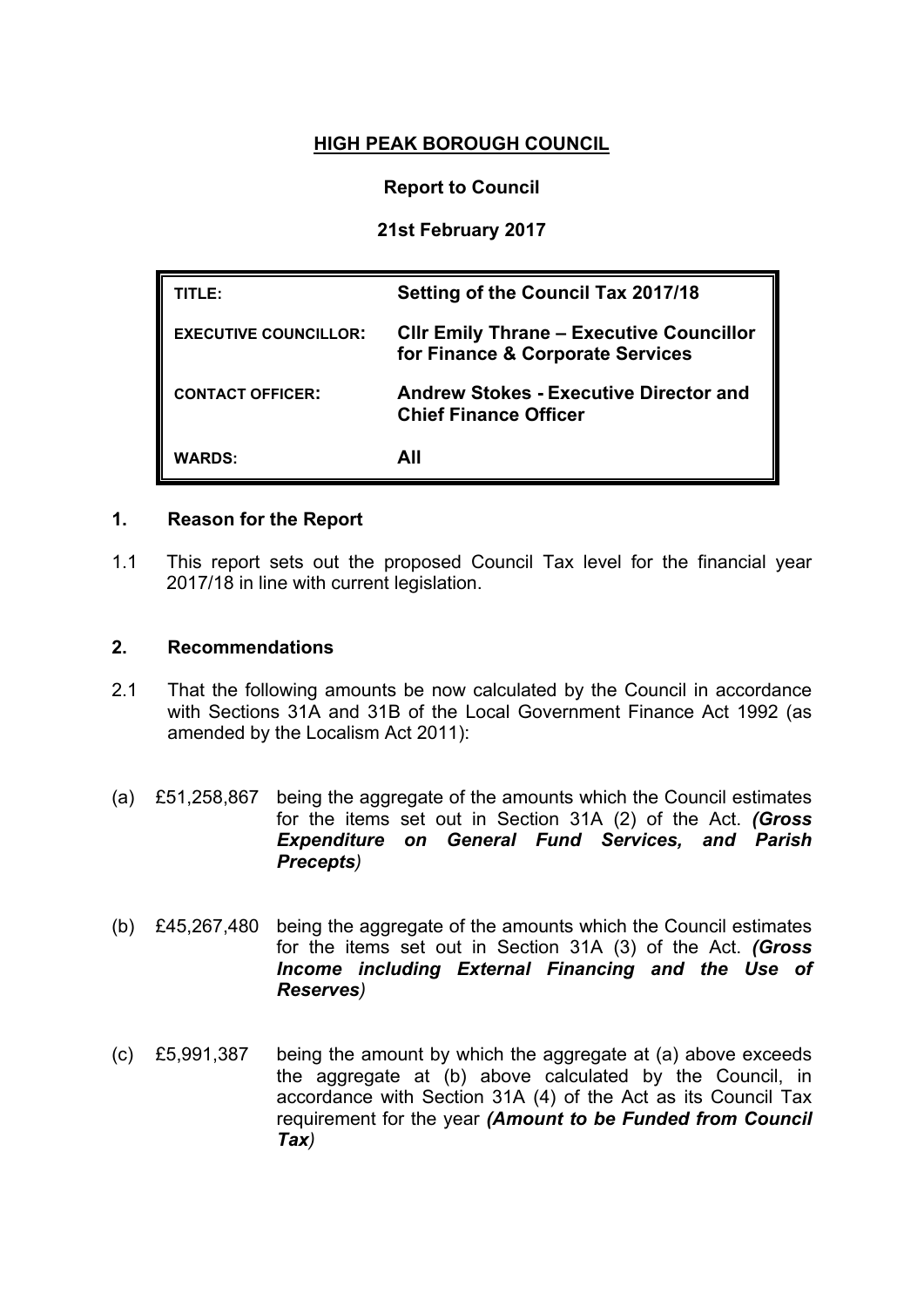# HIGH PEAK BOROUGH COUNCIL

**Report to Council**

**21st February 2017**

| | |
|---|---|
| **TITLE:** | **Setting of the Council Tax 2017/18** |
| **EXECUTIVE COUNCILLOR:** | **Cllr Emily Thrane – Executive Councillor for Finance & Corporate Services** |
| **CONTACT OFFICER:** | **Andrew Stokes - Executive Director and Chief Finance Officer** |
| **WARDS:** | **All** |

## 1. Reason for the Report

1.1 This report sets out the proposed Council Tax level for the financial year 2017/18 in line with current legislation.

## 2. Recommendations

2.1 That the following amounts be now calculated by the Council in accordance with Sections 31A and 31B of the Local Government Finance Act 1992 (as amended by the Localism Act 2011):

(a) £51,258,867 being the aggregate of the amounts which the Council estimates for the items set out in Section 31A (2) of the Act. ***(Gross Expenditure on General Fund Services, and Parish Precepts)***

(b) £45,267,480 being the aggregate of the amounts which the Council estimates for the items set out in Section 31A (3) of the Act. ***(Gross Income including External Financing and the Use of Reserves)***

(c) £5,991,387 being the amount by which the aggregate at (a) above exceeds the aggregate at (b) above calculated by the Council, in accordance with Section 31A (4) of the Act as its Council Tax requirement for the year ***(Amount to be Funded from Council Tax)***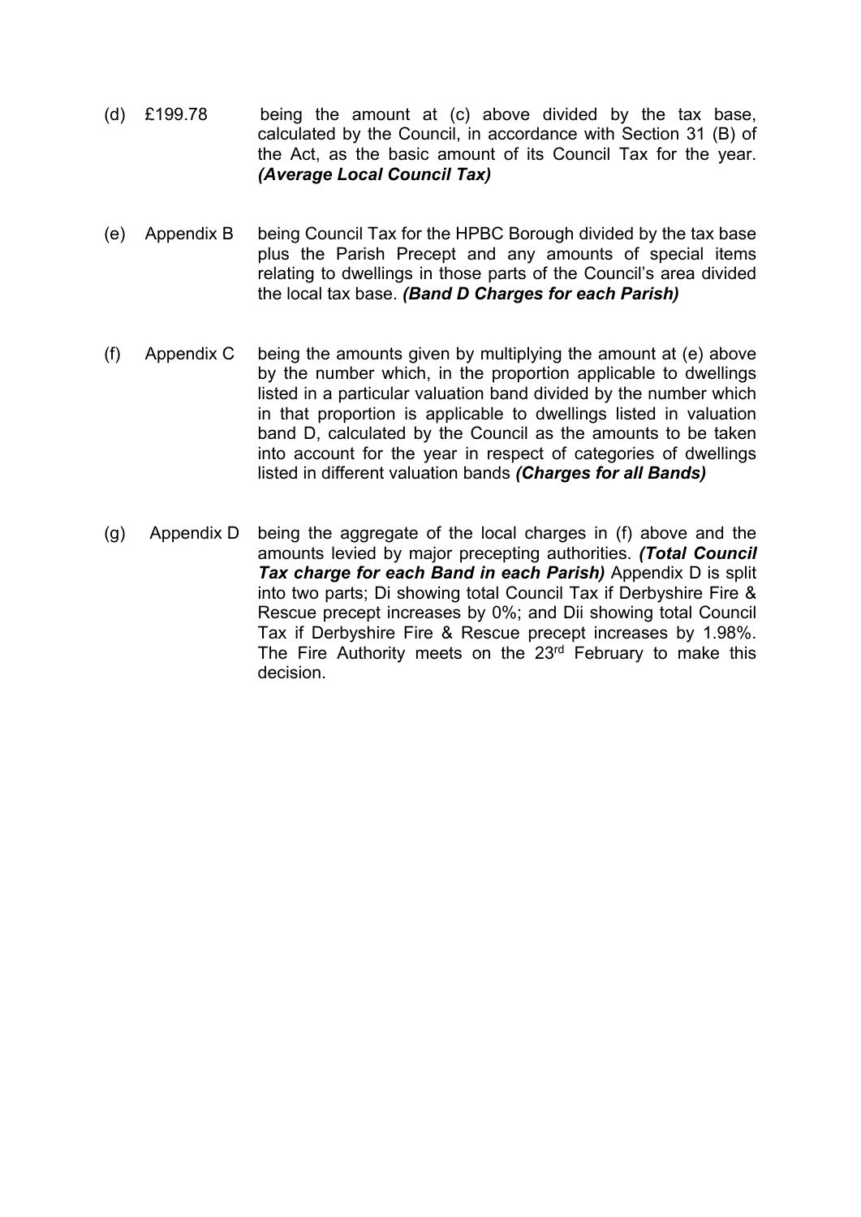(d) £199.78 being the amount at (c) above divided by the tax base, calculated by the Council, in accordance with Section 31 (B) of the Act, as the basic amount of its Council Tax for the year. ***(Average Local Council Tax)***

(e) Appendix B being Council Tax for the HPBC Borough divided by the tax base plus the Parish Precept and any amounts of special items relating to dwellings in those parts of the Council's area divided the local tax base. ***(Band D Charges for each Parish)***

(f) Appendix C being the amounts given by multiplying the amount at (e) above by the number which, in the proportion applicable to dwellings listed in a particular valuation band divided by the number which in that proportion is applicable to dwellings listed in valuation band D, calculated by the Council as the amounts to be taken into account for the year in respect of categories of dwellings listed in different valuation bands ***(Charges for all Bands)***

(g) Appendix D being the aggregate of the local charges in (f) above and the amounts levied by major precepting authorities. ***(Total Council Tax charge for each Band in each Parish)*** Appendix D is split into two parts; Di showing total Council Tax if Derbyshire Fire & Rescue precept increases by 0%; and Dii showing total Council Tax if Derbyshire Fire & Rescue precept increases by 1.98%. The Fire Authority meets on the 23rd February to make this decision.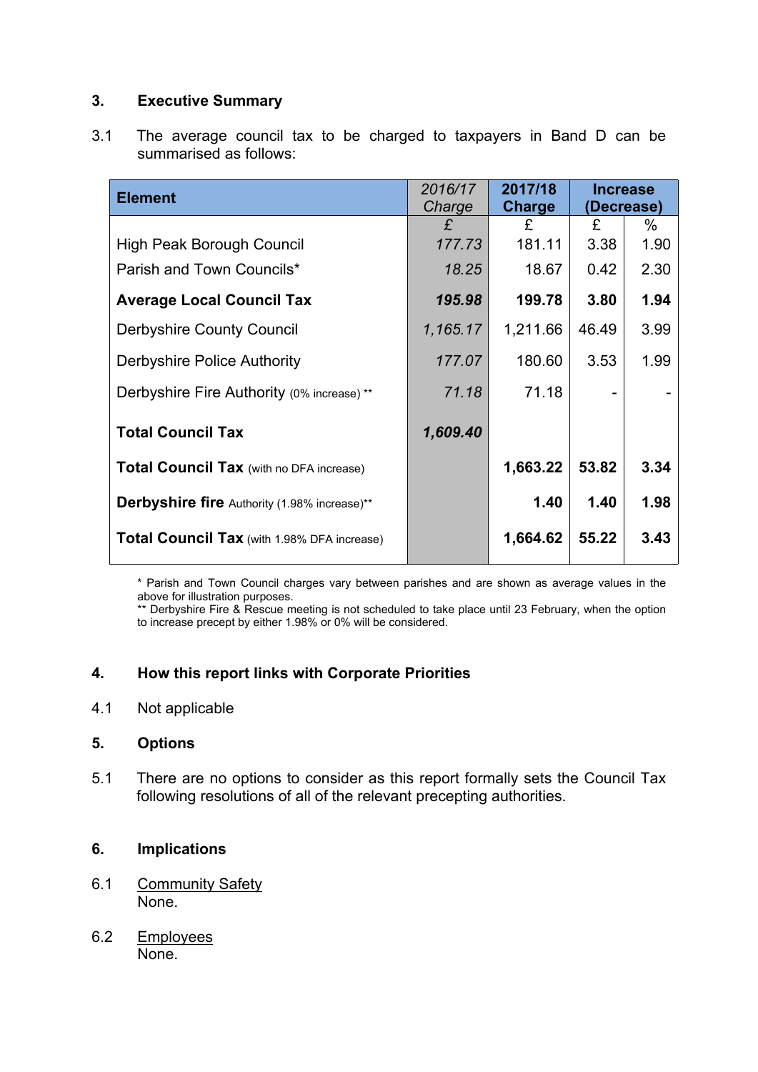## 3. Executive Summary

3.1 The average council tax to be charged to taxpayers in Band D can be summarised as follows:

| Element | *2016/17 Charge* | **2017/18 Charge** | **Increase (Decrease)** | |
|---|---|---|---|---|
| | *£* | £ | £ | % |
| High Peak Borough Council | *177.73* | 181.11 | 3.38 | 1.90 |
| Parish and Town Councils* | *18.25* | 18.67 | 0.42 | 2.30 |
| **Average Local Council Tax** | ***195.98*** | **199.78** | **3.80** | **1.94** |
| Derbyshire County Council | *1,165.17* | 1,211.66 | 46.49 | 3.99 |
| Derbyshire Police Authority | *177.07* | 180.60 | 3.53 | 1.99 |
| Derbyshire Fire Authority (0% increase) ** | *71.18* | 71.18 | - | - |
| **Total Council Tax** | ***1,609.40*** | | | |
| **Total Council Tax** (with no DFA increase) | | **1,663.22** | **53.82** | **3.34** |
| **Derbyshire fire** Authority (1.98% increase)** | | **1.40** | **1.40** | **1.98** |
| **Total Council Tax** (with 1.98% DFA increase) | | **1,664.62** | **55.22** | **3.43** |

\* Parish and Town Council charges vary between parishes and are shown as average values in the above for illustration purposes.
** Derbyshire Fire & Rescue meeting is not scheduled to take place until 23 February, when the option to increase precept by either 1.98% or 0% will be considered.

## 4. How this report links with Corporate Priorities

4.1 Not applicable

## 5. Options

5.1 There are no options to consider as this report formally sets the Council Tax following resolutions of all of the relevant precepting authorities.

## 6. Implications

6.1 Community Safety
None.

6.2 Employees
None.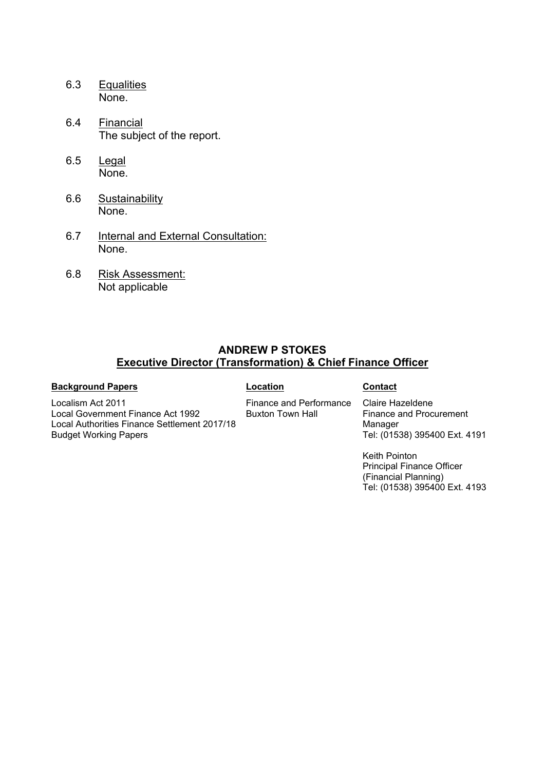6.3 Equalities
None.

6.4 Financial
The subject of the report.

6.5 Legal
None.

6.6 Sustainability
None.

6.7 Internal and External Consultation:
None.

6.8 Risk Assessment:
Not applicable

**ANDREW P STOKES**
**Executive Director (Transformation) & Chief Finance Officer**

| **Background Papers** | **Location** | **Contact** |
|---|---|---|
| Localism Act 2011<br>Local Government Finance Act 1992<br>Local Authorities Finance Settlement 2017/18<br>Budget Working Papers | Finance and Performance<br>Buxton Town Hall | Claire Hazeldene<br>Finance and Procurement Manager<br>Tel: (01538) 395400 Ext. 4191<br><br>Keith Pointon<br>Principal Finance Officer (Financial Planning)<br>Tel: (01538) 395400 Ext. 4193 |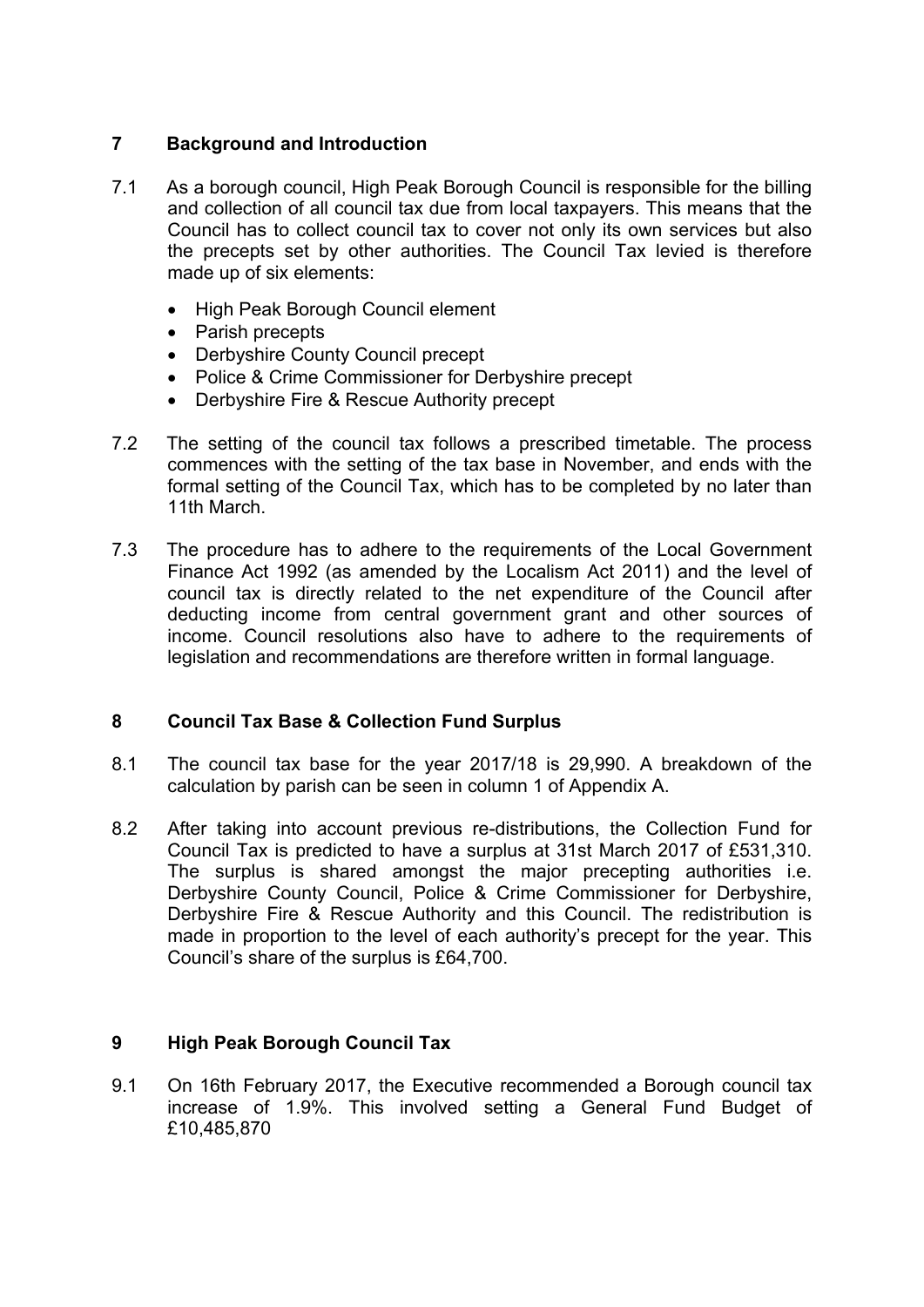## 7 Background and Introduction

7.1 As a borough council, High Peak Borough Council is responsible for the billing and collection of all council tax due from local taxpayers. This means that the Council has to collect council tax to cover not only its own services but also the precepts set by other authorities. The Council Tax levied is therefore made up of six elements:

- High Peak Borough Council element
- Parish precepts
- Derbyshire County Council precept
- Police & Crime Commissioner for Derbyshire precept
- Derbyshire Fire & Rescue Authority precept

7.2 The setting of the council tax follows a prescribed timetable. The process commences with the setting of the tax base in November, and ends with the formal setting of the Council Tax, which has to be completed by no later than 11th March.

7.3 The procedure has to adhere to the requirements of the Local Government Finance Act 1992 (as amended by the Localism Act 2011) and the level of council tax is directly related to the net expenditure of the Council after deducting income from central government grant and other sources of income. Council resolutions also have to adhere to the requirements of legislation and recommendations are therefore written in formal language.

## 8 Council Tax Base & Collection Fund Surplus

8.1 The council tax base for the year 2017/18 is 29,990. A breakdown of the calculation by parish can be seen in column 1 of Appendix A.

8.2 After taking into account previous re-distributions, the Collection Fund for Council Tax is predicted to have a surplus at 31st March 2017 of £531,310. The surplus is shared amongst the major precepting authorities i.e. Derbyshire County Council, Police & Crime Commissioner for Derbyshire, Derbyshire Fire & Rescue Authority and this Council. The redistribution is made in proportion to the level of each authority's precept for the year. This Council's share of the surplus is £64,700.

## 9 High Peak Borough Council Tax

9.1 On 16th February 2017, the Executive recommended a Borough council tax increase of 1.9%. This involved setting a General Fund Budget of £10,485,870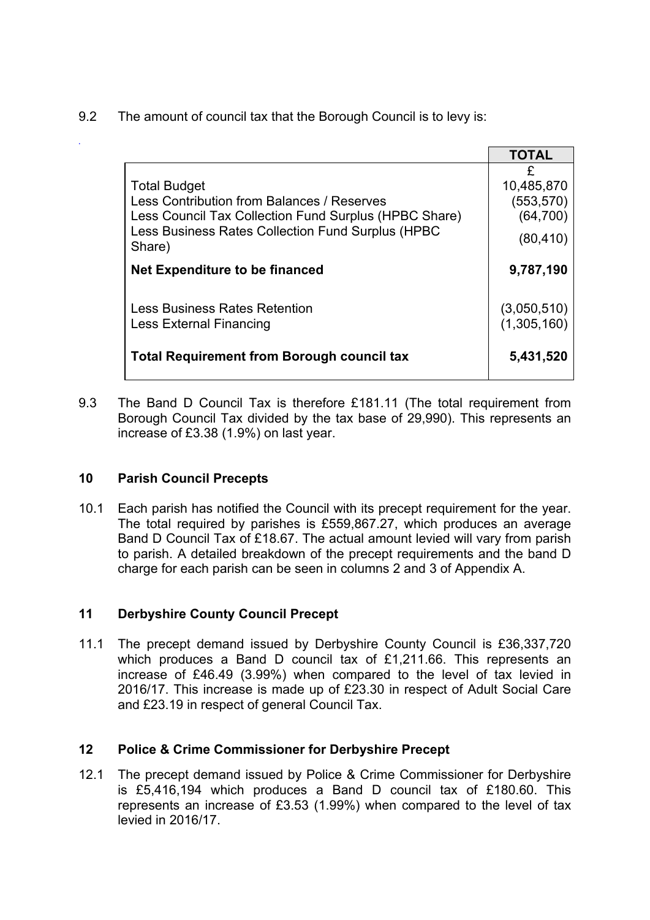9.2 The amount of council tax that the Borough Council is to levy is:

| | TOTAL |
|---|---|
| | £ |
| Total Budget | 10,485,870 |
| Less Contribution from Balances / Reserves | (553,570) |
| Less Council Tax Collection Fund Surplus (HPBC Share) | (64,700) |
| Less Business Rates Collection Fund Surplus (HPBC Share) | (80,410) |
| **Net Expenditure to be financed** | **9,787,190** |
| Less Business Rates Retention | (3,050,510) |
| Less External Financing | (1,305,160) |
| **Total Requirement from Borough council tax** | **5,431,520** |

9.3 The Band D Council Tax is therefore £181.11 (The total requirement from Borough Council Tax divided by the tax base of 29,990). This represents an increase of £3.38 (1.9%) on last year.

## 10 Parish Council Precepts

10.1 Each parish has notified the Council with its precept requirement for the year. The total required by parishes is £559,867.27, which produces an average Band D Council Tax of £18.67. The actual amount levied will vary from parish to parish. A detailed breakdown of the precept requirements and the band D charge for each parish can be seen in columns 2 and 3 of Appendix A.

## 11 Derbyshire County Council Precept

11.1 The precept demand issued by Derbyshire County Council is £36,337,720 which produces a Band D council tax of £1,211.66. This represents an increase of £46.49 (3.99%) when compared to the level of tax levied in 2016/17. This increase is made up of £23.30 in respect of Adult Social Care and £23.19 in respect of general Council Tax.

## 12 Police & Crime Commissioner for Derbyshire Precept

12.1 The precept demand issued by Police & Crime Commissioner for Derbyshire is £5,416,194 which produces a Band D council tax of £180.60. This represents an increase of £3.53 (1.99%) when compared to the level of tax levied in 2016/17.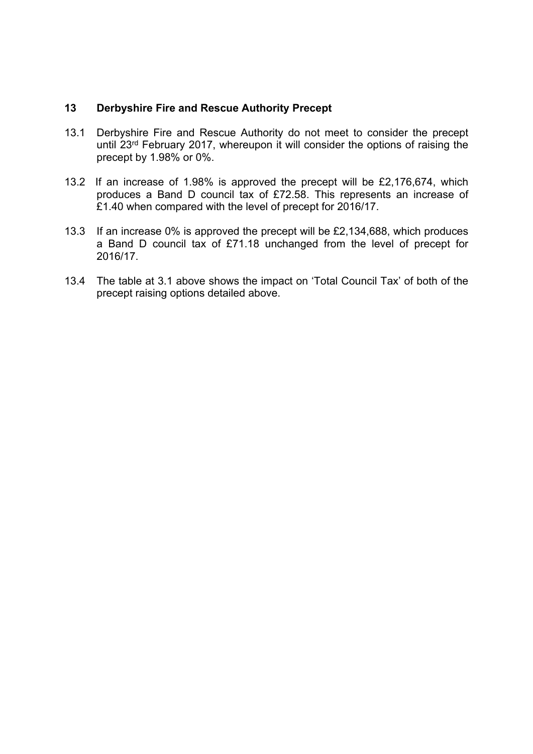## 13 Derbyshire Fire and Rescue Authority Precept

13.1 Derbyshire Fire and Rescue Authority do not meet to consider the precept until 23rd February 2017, whereupon it will consider the options of raising the precept by 1.98% or 0%.

13.2 If an increase of 1.98% is approved the precept will be £2,176,674, which produces a Band D council tax of £72.58. This represents an increase of £1.40 when compared with the level of precept for 2016/17.

13.3 If an increase 0% is approved the precept will be £2,134,688, which produces a Band D council tax of £71.18 unchanged from the level of precept for 2016/17.

13.4 The table at 3.1 above shows the impact on 'Total Council Tax' of both of the precept raising options detailed above.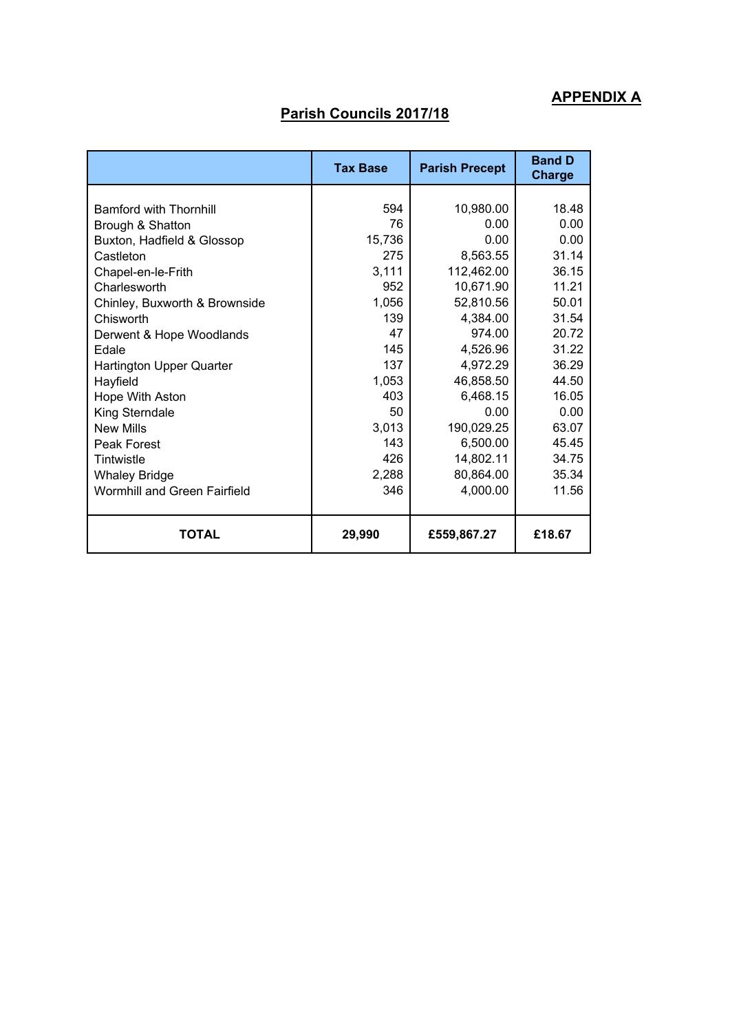**APPENDIX A**

## Parish Councils 2017/18

| | Tax Base | Parish Precept | Band D Charge |
|---|---|---|---|
| Bamford with Thornhill | 594 | 10,980.00 | 18.48 |
| Brough & Shatton | 76 | 0.00 | 0.00 |
| Buxton, Hadfield & Glossop | 15,736 | 0.00 | 0.00 |
| Castleton | 275 | 8,563.55 | 31.14 |
| Chapel-en-le-Frith | 3,111 | 112,462.00 | 36.15 |
| Charlesworth | 952 | 10,671.90 | 11.21 |
| Chinley, Buxworth & Brownside | 1,056 | 52,810.56 | 50.01 |
| Chisworth | 139 | 4,384.00 | 31.54 |
| Derwent & Hope Woodlands | 47 | 974.00 | 20.72 |
| Edale | 145 | 4,526.96 | 31.22 |
| Hartington Upper Quarter | 137 | 4,972.29 | 36.29 |
| Hayfield | 1,053 | 46,858.50 | 44.50 |
| Hope With Aston | 403 | 6,468.15 | 16.05 |
| King Sterndale | 50 | 0.00 | 0.00 |
| New Mills | 3,013 | 190,029.25 | 63.07 |
| Peak Forest | 143 | 6,500.00 | 45.45 |
| Tintwistle | 426 | 14,802.11 | 34.75 |
| Whaley Bridge | 2,288 | 80,864.00 | 35.34 |
| Wormhill and Green Fairfield | 346 | 4,000.00 | 11.56 |
| **TOTAL** | **29,990** | **£559,867.27** | **£18.67** |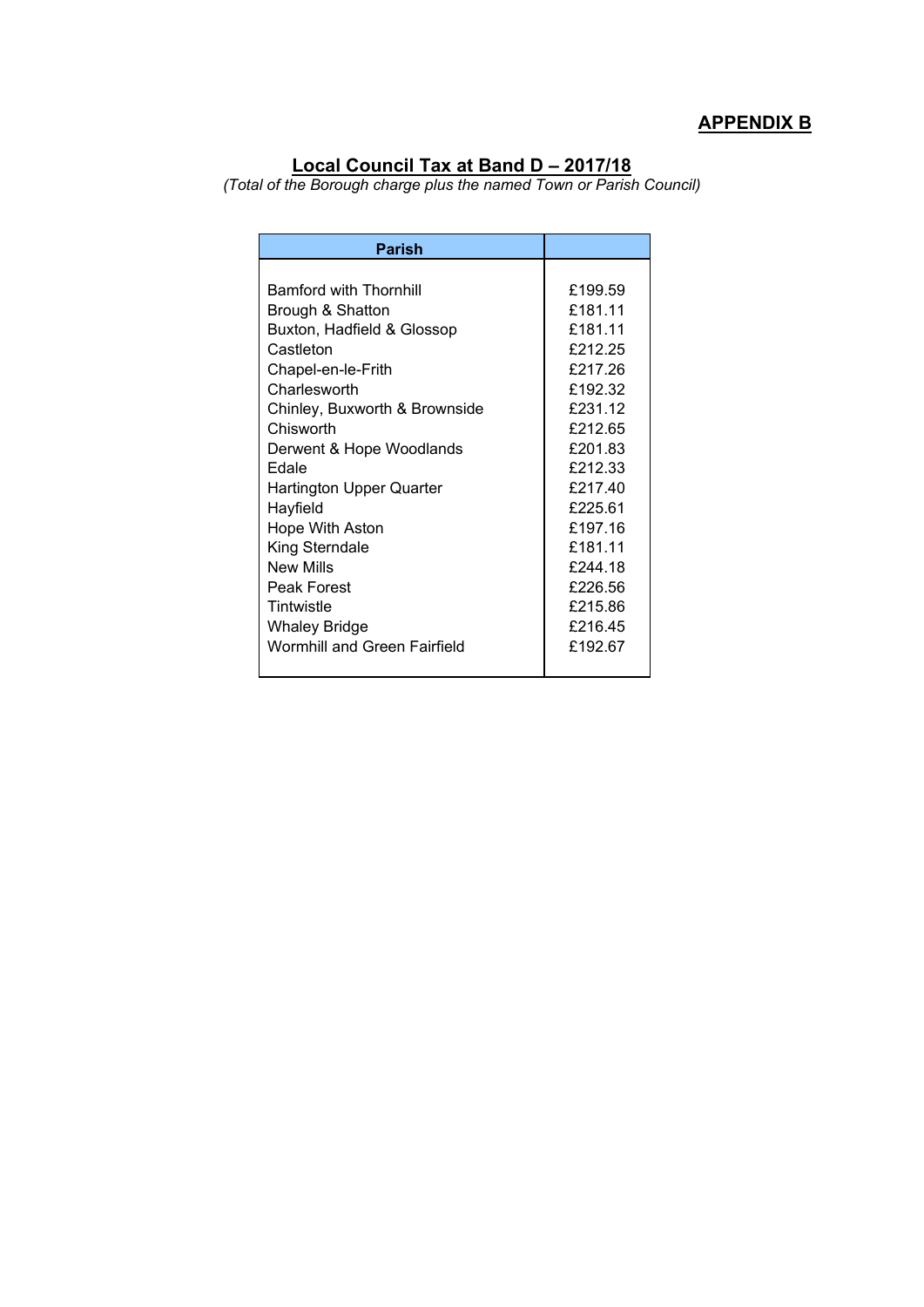**APPENDIX B**

## Local Council Tax at Band D – 2017/18

*(Total of the Borough charge plus the named Town or Parish Council)*

| Parish | |
|---|---|
| Bamford with Thornhill | £199.59 |
| Brough & Shatton | £181.11 |
| Buxton, Hadfield & Glossop | £181.11 |
| Castleton | £212.25 |
| Chapel-en-le-Frith | £217.26 |
| Charlesworth | £192.32 |
| Chinley, Buxworth & Brownside | £231.12 |
| Chisworth | £212.65 |
| Derwent & Hope Woodlands | £201.83 |
| Edale | £212.33 |
| Hartington Upper Quarter | £217.40 |
| Hayfield | £225.61 |
| Hope With Aston | £197.16 |
| King Sterndale | £181.11 |
| New Mills | £244.18 |
| Peak Forest | £226.56 |
| Tintwistle | £215.86 |
| Whaley Bridge | £216.45 |
| Wormhill and Green Fairfield | £192.67 |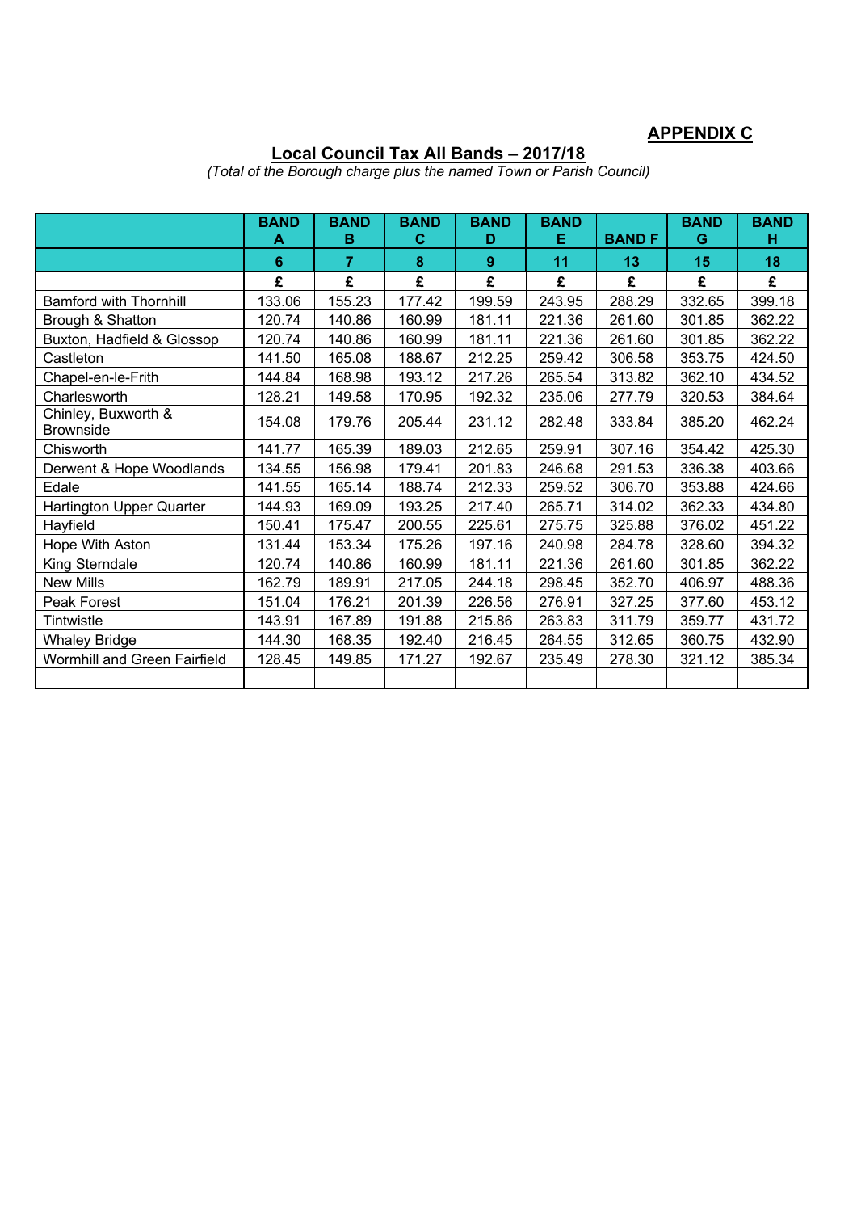**APPENDIX C**

## Local Council Tax All Bands – 2017/18

*(Total of the Borough charge plus the named Town or Parish Council)*

| | BAND A | BAND B | BAND C | BAND D | BAND E | BAND F | BAND G | BAND H |
|---|---|---|---|---|---|---|---|---|
| | 6 | 7 | 8 | 9 | 11 | 13 | 15 | 18 |
| | £ | £ | £ | £ | £ | £ | £ | £ |
| Bamford with Thornhill | 133.06 | 155.23 | 177.42 | 199.59 | 243.95 | 288.29 | 332.65 | 399.18 |
| Brough & Shatton | 120.74 | 140.86 | 160.99 | 181.11 | 221.36 | 261.60 | 301.85 | 362.22 |
| Buxton, Hadfield & Glossop | 120.74 | 140.86 | 160.99 | 181.11 | 221.36 | 261.60 | 301.85 | 362.22 |
| Castleton | 141.50 | 165.08 | 188.67 | 212.25 | 259.42 | 306.58 | 353.75 | 424.50 |
| Chapel-en-le-Frith | 144.84 | 168.98 | 193.12 | 217.26 | 265.54 | 313.82 | 362.10 | 434.52 |
| Charlesworth | 128.21 | 149.58 | 170.95 | 192.32 | 235.06 | 277.79 | 320.53 | 384.64 |
| Chinley, Buxworth & Brownside | 154.08 | 179.76 | 205.44 | 231.12 | 282.48 | 333.84 | 385.20 | 462.24 |
| Chisworth | 141.77 | 165.39 | 189.03 | 212.65 | 259.91 | 307.16 | 354.42 | 425.30 |
| Derwent & Hope Woodlands | 134.55 | 156.98 | 179.41 | 201.83 | 246.68 | 291.53 | 336.38 | 403.66 |
| Edale | 141.55 | 165.14 | 188.74 | 212.33 | 259.52 | 306.70 | 353.88 | 424.66 |
| Hartington Upper Quarter | 144.93 | 169.09 | 193.25 | 217.40 | 265.71 | 314.02 | 362.33 | 434.80 |
| Hayfield | 150.41 | 175.47 | 200.55 | 225.61 | 275.75 | 325.88 | 376.02 | 451.22 |
| Hope With Aston | 131.44 | 153.34 | 175.26 | 197.16 | 240.98 | 284.78 | 328.60 | 394.32 |
| King Sterndale | 120.74 | 140.86 | 160.99 | 181.11 | 221.36 | 261.60 | 301.85 | 362.22 |
| New Mills | 162.79 | 189.91 | 217.05 | 244.18 | 298.45 | 352.70 | 406.97 | 488.36 |
| Peak Forest | 151.04 | 176.21 | 201.39 | 226.56 | 276.91 | 327.25 | 377.60 | 453.12 |
| Tintwistle | 143.91 | 167.89 | 191.88 | 215.86 | 263.83 | 311.79 | 359.77 | 431.72 |
| Whaley Bridge | 144.30 | 168.35 | 192.40 | 216.45 | 264.55 | 312.65 | 360.75 | 432.90 |
| Wormhill and Green Fairfield | 128.45 | 149.85 | 171.27 | 192.67 | 235.49 | 278.30 | 321.12 | 385.34 |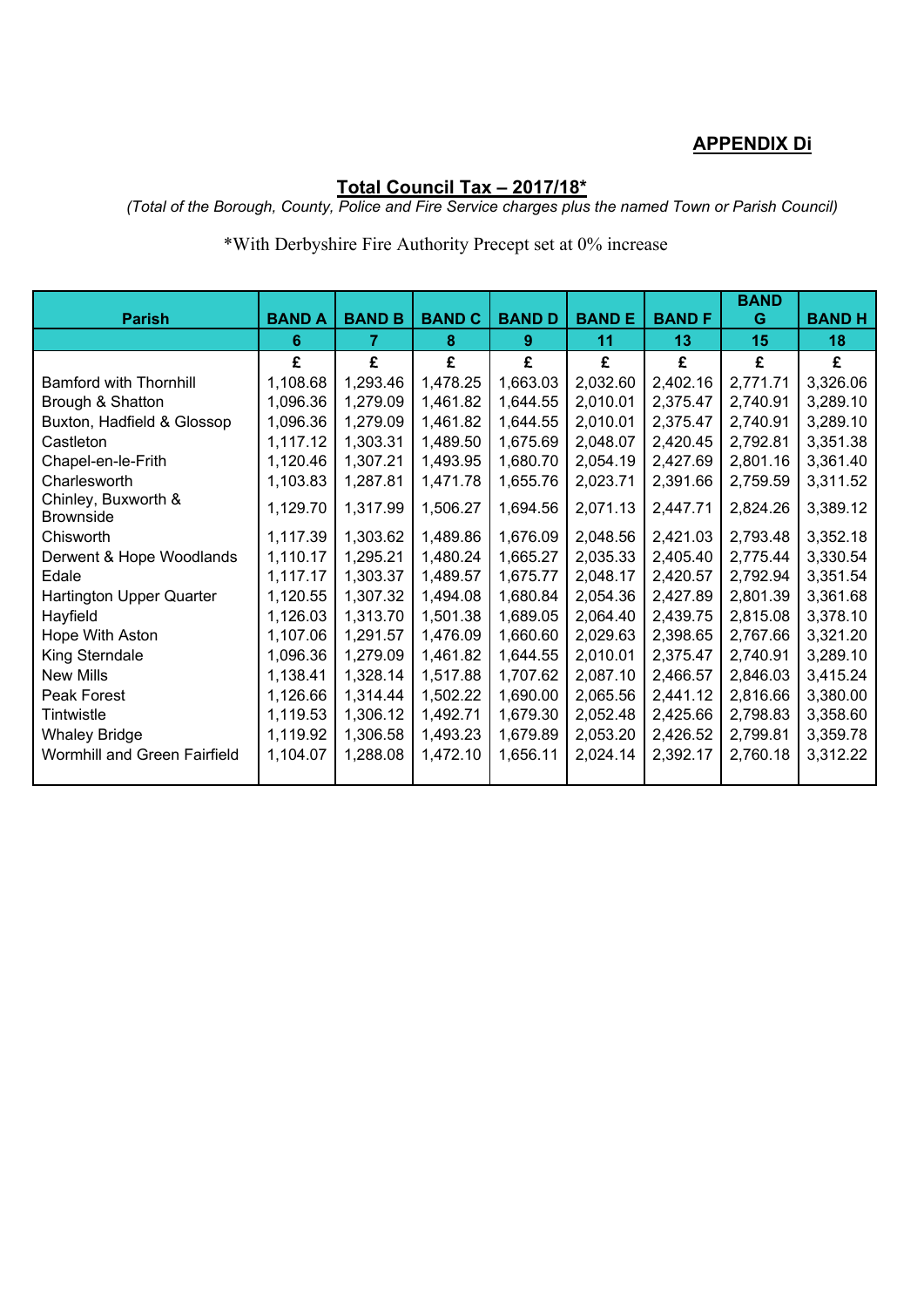**APPENDIX Di**

**Total Council Tax – 2017/18***

*(Total of the Borough, County, Police and Fire Service charges plus the named Town or Parish Council)*

*With Derbyshire Fire Authority Precept set at 0% increase

| Parish | BAND A | BAND B | BAND C | BAND D | BAND E | BAND F | BAND G | BAND H |
|---|---|---|---|---|---|---|---|---|
| | 6 | 7 | 8 | 9 | 11 | 13 | 15 | 18 |
| | £ | £ | £ | £ | £ | £ | £ | £ |
| Bamford with Thornhill | 1,108.68 | 1,293.46 | 1,478.25 | 1,663.03 | 2,032.60 | 2,402.16 | 2,771.71 | 3,326.06 |
| Brough & Shatton | 1,096.36 | 1,279.09 | 1,461.82 | 1,644.55 | 2,010.01 | 2,375.47 | 2,740.91 | 3,289.10 |
| Buxton, Hadfield & Glossop | 1,096.36 | 1,279.09 | 1,461.82 | 1,644.55 | 2,010.01 | 2,375.47 | 2,740.91 | 3,289.10 |
| Castleton | 1,117.12 | 1,303.31 | 1,489.50 | 1,675.69 | 2,048.07 | 2,420.45 | 2,792.81 | 3,351.38 |
| Chapel-en-le-Frith | 1,120.46 | 1,307.21 | 1,493.95 | 1,680.70 | 2,054.19 | 2,427.69 | 2,801.16 | 3,361.40 |
| Charlesworth | 1,103.83 | 1,287.81 | 1,471.78 | 1,655.76 | 2,023.71 | 2,391.66 | 2,759.59 | 3,311.52 |
| Chinley, Buxworth & Brownside | 1,129.70 | 1,317.99 | 1,506.27 | 1,694.56 | 2,071.13 | 2,447.71 | 2,824.26 | 3,389.12 |
| Chisworth | 1,117.39 | 1,303.62 | 1,489.86 | 1,676.09 | 2,048.56 | 2,421.03 | 2,793.48 | 3,352.18 |
| Derwent & Hope Woodlands | 1,110.17 | 1,295.21 | 1,480.24 | 1,665.27 | 2,035.33 | 2,405.40 | 2,775.44 | 3,330.54 |
| Edale | 1,117.17 | 1,303.37 | 1,489.57 | 1,675.77 | 2,048.17 | 2,420.57 | 2,792.94 | 3,351.54 |
| Hartington Upper Quarter | 1,120.55 | 1,307.32 | 1,494.08 | 1,680.84 | 2,054.36 | 2,427.89 | 2,801.39 | 3,361.68 |
| Hayfield | 1,126.03 | 1,313.70 | 1,501.38 | 1,689.05 | 2,064.40 | 2,439.75 | 2,815.08 | 3,378.10 |
| Hope With Aston | 1,107.06 | 1,291.57 | 1,476.09 | 1,660.60 | 2,029.63 | 2,398.65 | 2,767.66 | 3,321.20 |
| King Sterndale | 1,096.36 | 1,279.09 | 1,461.82 | 1,644.55 | 2,010.01 | 2,375.47 | 2,740.91 | 3,289.10 |
| New Mills | 1,138.41 | 1,328.14 | 1,517.88 | 1,707.62 | 2,087.10 | 2,466.57 | 2,846.03 | 3,415.24 |
| Peak Forest | 1,126.66 | 1,314.44 | 1,502.22 | 1,690.00 | 2,065.56 | 2,441.12 | 2,816.66 | 3,380.00 |
| Tintwistle | 1,119.53 | 1,306.12 | 1,492.71 | 1,679.30 | 2,052.48 | 2,425.66 | 2,798.83 | 3,358.60 |
| Whaley Bridge | 1,119.92 | 1,306.58 | 1,493.23 | 1,679.89 | 2,053.20 | 2,426.52 | 2,799.81 | 3,359.78 |
| Wormhill and Green Fairfield | 1,104.07 | 1,288.08 | 1,472.10 | 1,656.11 | 2,024.14 | 2,392.17 | 2,760.18 | 3,312.22 |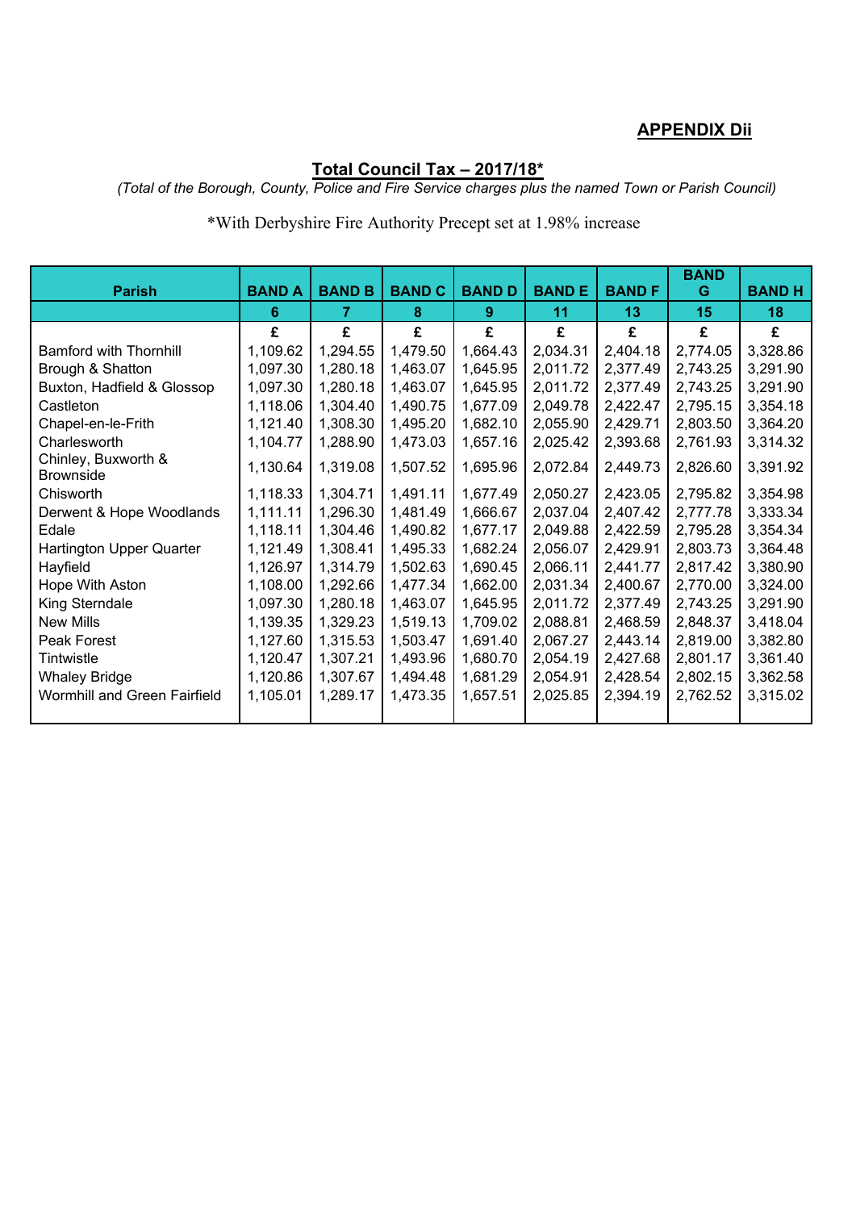**APPENDIX Dii**

## Total Council Tax – 2017/18*

*(Total of the Borough, County, Police and Fire Service charges plus the named Town or Parish Council)*

*With Derbyshire Fire Authority Precept set at 1.98% increase

| Parish | BAND A | BAND B | BAND C | BAND D | BAND E | BAND F | BAND G | BAND H |
|---|---|---|---|---|---|---|---|---|
| | 6 | 7 | 8 | 9 | 11 | 13 | 15 | 18 |
| | £ | £ | £ | £ | £ | £ | £ | £ |
| Bamford with Thornhill | 1,109.62 | 1,294.55 | 1,479.50 | 1,664.43 | 2,034.31 | 2,404.18 | 2,774.05 | 3,328.86 |
| Brough & Shatton | 1,097.30 | 1,280.18 | 1,463.07 | 1,645.95 | 2,011.72 | 2,377.49 | 2,743.25 | 3,291.90 |
| Buxton, Hadfield & Glossop | 1,097.30 | 1,280.18 | 1,463.07 | 1,645.95 | 2,011.72 | 2,377.49 | 2,743.25 | 3,291.90 |
| Castleton | 1,118.06 | 1,304.40 | 1,490.75 | 1,677.09 | 2,049.78 | 2,422.47 | 2,795.15 | 3,354.18 |
| Chapel-en-le-Frith | 1,121.40 | 1,308.30 | 1,495.20 | 1,682.10 | 2,055.90 | 2,429.71 | 2,803.50 | 3,364.20 |
| Charlesworth | 1,104.77 | 1,288.90 | 1,473.03 | 1,657.16 | 2,025.42 | 2,393.68 | 2,761.93 | 3,314.32 |
| Chinley, Buxworth & Brownside | 1,130.64 | 1,319.08 | 1,507.52 | 1,695.96 | 2,072.84 | 2,449.73 | 2,826.60 | 3,391.92 |
| Chisworth | 1,118.33 | 1,304.71 | 1,491.11 | 1,677.49 | 2,050.27 | 2,423.05 | 2,795.82 | 3,354.98 |
| Derwent & Hope Woodlands | 1,111.11 | 1,296.30 | 1,481.49 | 1,666.67 | 2,037.04 | 2,407.42 | 2,777.78 | 3,333.34 |
| Edale | 1,118.11 | 1,304.46 | 1,490.82 | 1,677.17 | 2,049.88 | 2,422.59 | 2,795.28 | 3,354.34 |
| Hartington Upper Quarter | 1,121.49 | 1,308.41 | 1,495.33 | 1,682.24 | 2,056.07 | 2,429.91 | 2,803.73 | 3,364.48 |
| Hayfield | 1,126.97 | 1,314.79 | 1,502.63 | 1,690.45 | 2,066.11 | 2,441.77 | 2,817.42 | 3,380.90 |
| Hope With Aston | 1,108.00 | 1,292.66 | 1,477.34 | 1,662.00 | 2,031.34 | 2,400.67 | 2,770.00 | 3,324.00 |
| King Sterndale | 1,097.30 | 1,280.18 | 1,463.07 | 1,645.95 | 2,011.72 | 2,377.49 | 2,743.25 | 3,291.90 |
| New Mills | 1,139.35 | 1,329.23 | 1,519.13 | 1,709.02 | 2,088.81 | 2,468.59 | 2,848.37 | 3,418.04 |
| Peak Forest | 1,127.60 | 1,315.53 | 1,503.47 | 1,691.40 | 2,067.27 | 2,443.14 | 2,819.00 | 3,382.80 |
| Tintwistle | 1,120.47 | 1,307.21 | 1,493.96 | 1,680.70 | 2,054.19 | 2,427.68 | 2,801.17 | 3,361.40 |
| Whaley Bridge | 1,120.86 | 1,307.67 | 1,494.48 | 1,681.29 | 2,054.91 | 2,428.54 | 2,802.15 | 3,362.58 |
| Wormhill and Green Fairfield | 1,105.01 | 1,289.17 | 1,473.35 | 1,657.51 | 2,025.85 | 2,394.19 | 2,762.52 | 3,315.02 |